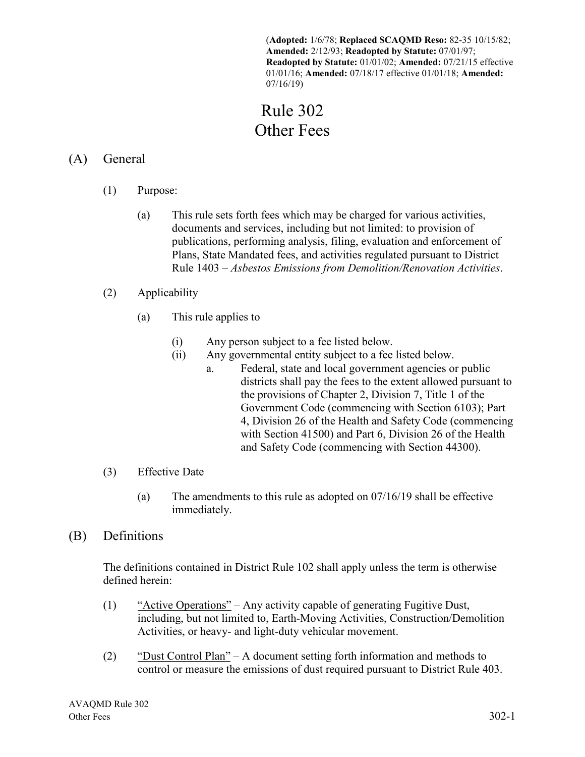(**Adopted:** 1/6/78; **Replaced SCAQMD Reso:** 82-35 10/15/82; **Amended:** 2/12/93; **Readopted by Statute:** 07/01/97; **Readopted by Statute:** 01/01/02; **Amended:** 07/21/15 effective 01/01/16; **Amended:** 07/18/17 effective 01/01/18; **Amended:** 07/16/19)

# Rule 302
# Other Fees

## (A) General

(1) Purpose:

(a) This rule sets forth fees which may be charged for various activities, documents and services, including but not limited: to provision of publications, performing analysis, filing, evaluation and enforcement of Plans, State Mandated fees, and activities regulated pursuant to District Rule 1403 – *Asbestos Emissions from Demolition/Renovation Activities*.

(2) Applicability

(a) This rule applies to

(i) Any person subject to a fee listed below.

(ii) Any governmental entity subject to a fee listed below.

a. Federal, state and local government agencies or public districts shall pay the fees to the extent allowed pursuant to the provisions of Chapter 2, Division 7, Title 1 of the Government Code (commencing with Section 6103); Part 4, Division 26 of the Health and Safety Code (commencing with Section 41500) and Part 6, Division 26 of the Health and Safety Code (commencing with Section 44300).

(3) Effective Date

(a) The amendments to this rule as adopted on 07/16/19 shall be effective immediately.

## (B) Definitions

The definitions contained in District Rule 102 shall apply unless the term is otherwise defined herein:

(1) <u>"Active Operations"</u> – Any activity capable of generating Fugitive Dust, including, but not limited to, Earth-Moving Activities, Construction/Demolition Activities, or heavy- and light-duty vehicular movement.

(2) <u>"Dust Control Plan"</u> – A document setting forth information and methods to control or measure the emissions of dust required pursuant to District Rule 403.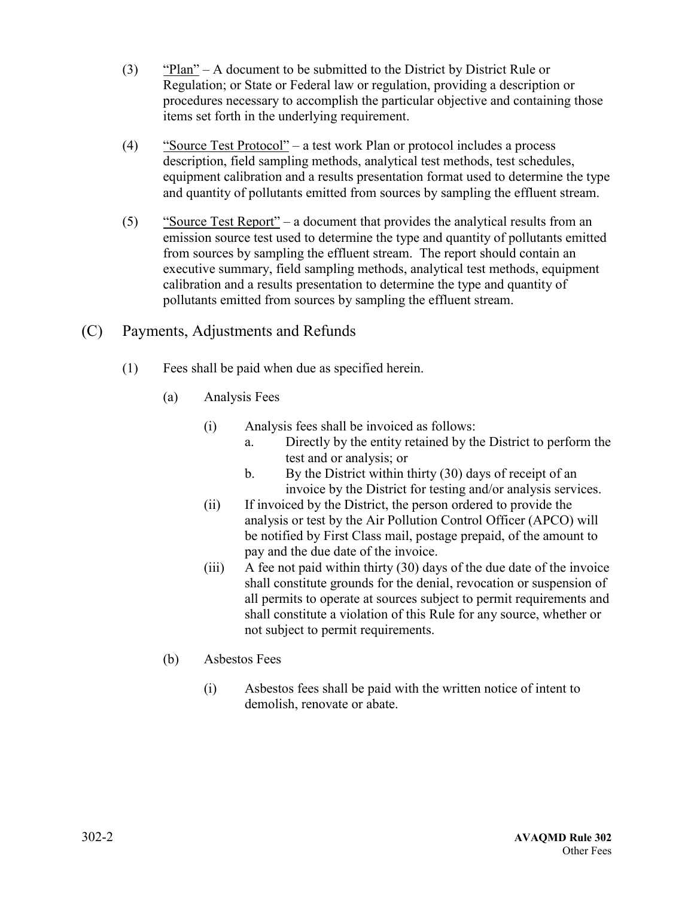(3) "Plan" – A document to be submitted to the District by District Rule or Regulation; or State or Federal law or regulation, providing a description or procedures necessary to accomplish the particular objective and containing those items set forth in the underlying requirement.

(4) "Source Test Protocol" – a test work Plan or protocol includes a process description, field sampling methods, analytical test methods, test schedules, equipment calibration and a results presentation format used to determine the type and quantity of pollutants emitted from sources by sampling the effluent stream.

(5) "Source Test Report" – a document that provides the analytical results from an emission source test used to determine the type and quantity of pollutants emitted from sources by sampling the effluent stream. The report should contain an executive summary, field sampling methods, analytical test methods, equipment calibration and a results presentation to determine the type and quantity of pollutants emitted from sources by sampling the effluent stream.

## (C) Payments, Adjustments and Refunds

(1) Fees shall be paid when due as specified herein.

(a) Analysis Fees

(i) Analysis fees shall be invoiced as follows:

a. Directly by the entity retained by the District to perform the test and or analysis; or

b. By the District within thirty (30) days of receipt of an invoice by the District for testing and/or analysis services.

(ii) If invoiced by the District, the person ordered to provide the analysis or test by the Air Pollution Control Officer (APCO) will be notified by First Class mail, postage prepaid, of the amount to pay and the due date of the invoice.

(iii) A fee not paid within thirty (30) days of the due date of the invoice shall constitute grounds for the denial, revocation or suspension of all permits to operate at sources subject to permit requirements and shall constitute a violation of this Rule for any source, whether or not subject to permit requirements.

(b) Asbestos Fees

(i) Asbestos fees shall be paid with the written notice of intent to demolish, renovate or abate.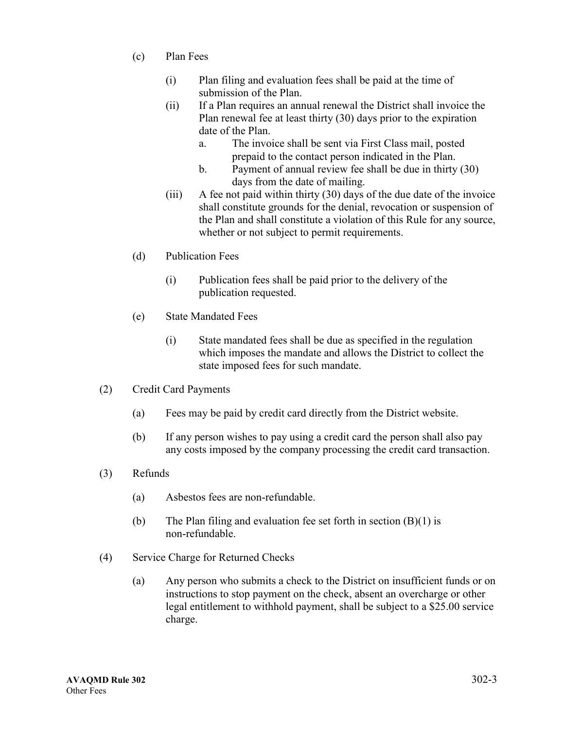(c) Plan Fees

(i) Plan filing and evaluation fees shall be paid at the time of submission of the Plan.

(ii) If a Plan requires an annual renewal the District shall invoice the Plan renewal fee at least thirty (30) days prior to the expiration date of the Plan.

a. The invoice shall be sent via First Class mail, posted prepaid to the contact person indicated in the Plan.

b. Payment of annual review fee shall be due in thirty (30) days from the date of mailing.

(iii) A fee not paid within thirty (30) days of the due date of the invoice shall constitute grounds for the denial, revocation or suspension of the Plan and shall constitute a violation of this Rule for any source, whether or not subject to permit requirements.

(d) Publication Fees

(i) Publication fees shall be paid prior to the delivery of the publication requested.

(e) State Mandated Fees

(i) State mandated fees shall be due as specified in the regulation which imposes the mandate and allows the District to collect the state imposed fees for such mandate.

(2) Credit Card Payments

(a) Fees may be paid by credit card directly from the District website.

(b) If any person wishes to pay using a credit card the person shall also pay any costs imposed by the company processing the credit card transaction.

(3) Refunds

(a) Asbestos fees are non-refundable.

(b) The Plan filing and evaluation fee set forth in section (B)(1) is non-refundable.

(4) Service Charge for Returned Checks

(a) Any person who submits a check to the District on insufficient funds or on instructions to stop payment on the check, absent an overcharge or other legal entitlement to withhold payment, shall be subject to a $25.00 service charge.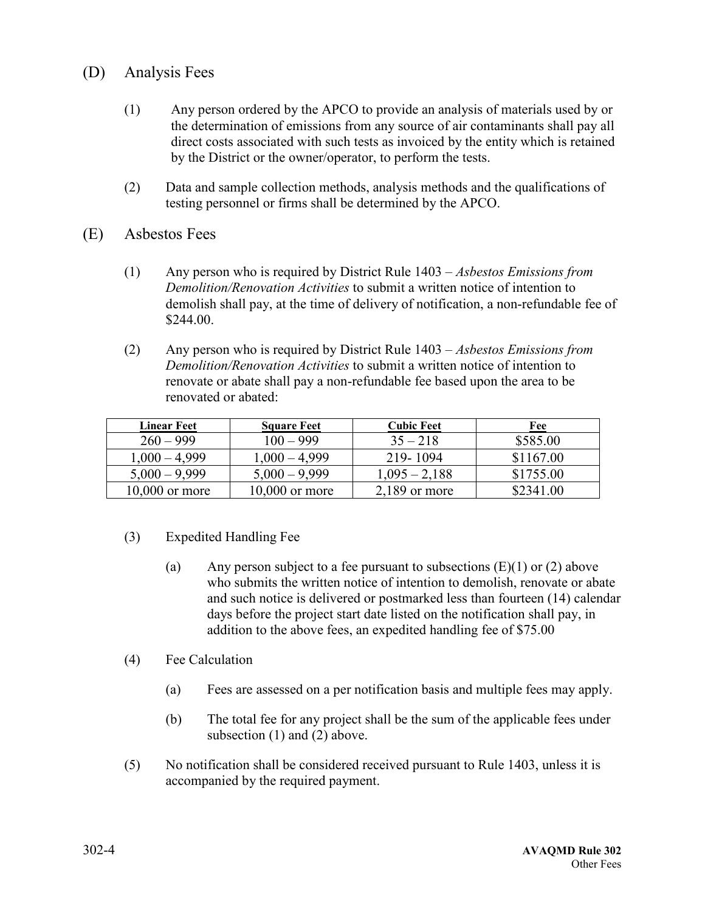## (D) Analysis Fees

(1) Any person ordered by the APCO to provide an analysis of materials used by or the determination of emissions from any source of air contaminants shall pay all direct costs associated with such tests as invoiced by the entity which is retained by the District or the owner/operator, to perform the tests.

(2) Data and sample collection methods, analysis methods and the qualifications of testing personnel or firms shall be determined by the APCO.

## (E) Asbestos Fees

(1) Any person who is required by District Rule 1403 – *Asbestos Emissions from Demolition/Renovation Activities* to submit a written notice of intention to demolish shall pay, at the time of delivery of notification, a non-refundable fee of $244.00.

(2) Any person who is required by District Rule 1403 – *Asbestos Emissions from Demolition/Renovation Activities* to submit a written notice of intention to renovate or abate shall pay a non-refundable fee based upon the area to be renovated or abated:

| Linear Feet | Square Feet | Cubic Feet | Fee |
|---|---|---|---|
| 260 – 999 | 100 – 999 | 35 – 218 | $585.00 |
| 1,000 – 4,999 | 1,000 – 4,999 | 219- 1094 | $1167.00 |
| 5,000 – 9,999 | 5,000 – 9,999 | 1,095 – 2,188 | $1755.00 |
| 10,000 or more | 10,000 or more | 2,189 or more | $2341.00 |

(3) Expedited Handling Fee

(a) Any person subject to a fee pursuant to subsections (E)(1) or (2) above who submits the written notice of intention to demolish, renovate or abate and such notice is delivered or postmarked less than fourteen (14) calendar days before the project start date listed on the notification shall pay, in addition to the above fees, an expedited handling fee of $75.00

(4) Fee Calculation

(a) Fees are assessed on a per notification basis and multiple fees may apply.

(b) The total fee for any project shall be the sum of the applicable fees under subsection (1) and (2) above.

(5) No notification shall be considered received pursuant to Rule 1403, unless it is accompanied by the required payment.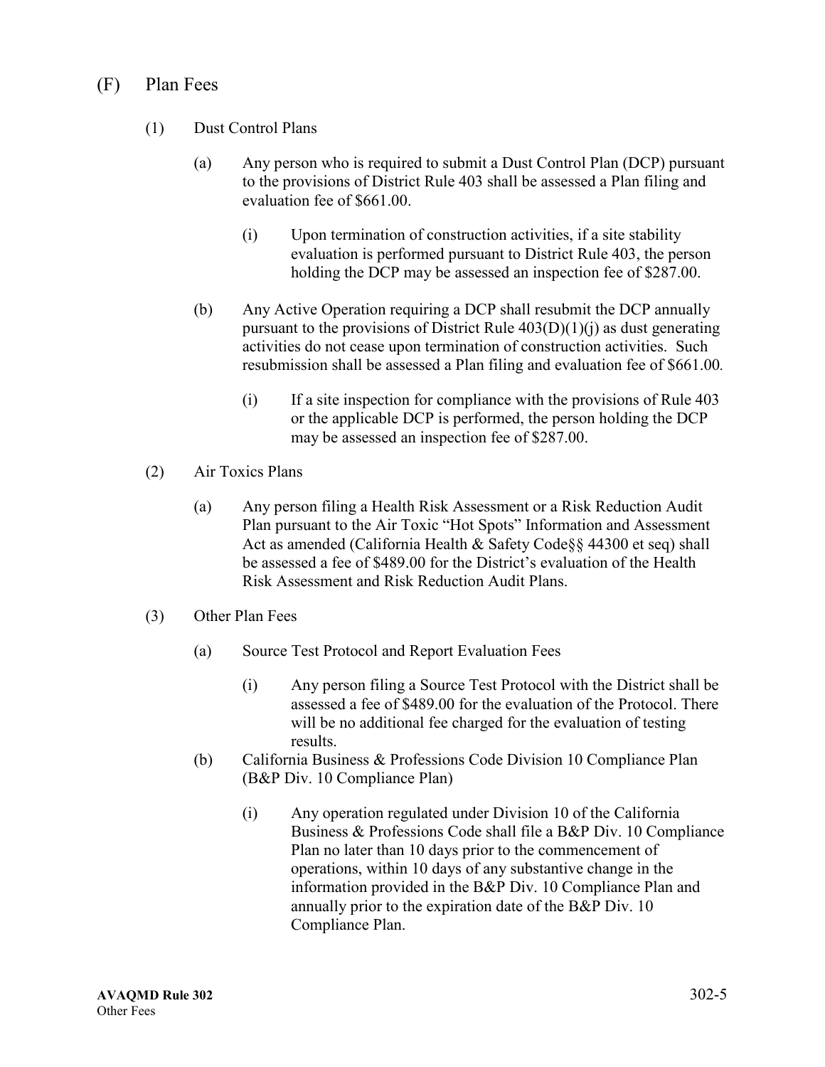## (F) Plan Fees

(1) Dust Control Plans

(a) Any person who is required to submit a Dust Control Plan (DCP) pursuant to the provisions of District Rule 403 shall be assessed a Plan filing and evaluation fee of $661.00.

(i) Upon termination of construction activities, if a site stability evaluation is performed pursuant to District Rule 403, the person holding the DCP may be assessed an inspection fee of $287.00.

(b) Any Active Operation requiring a DCP shall resubmit the DCP annually pursuant to the provisions of District Rule 403(D)(1)(j) as dust generating activities do not cease upon termination of construction activities. Such resubmission shall be assessed a Plan filing and evaluation fee of $661.00.

(i) If a site inspection for compliance with the provisions of Rule 403 or the applicable DCP is performed, the person holding the DCP may be assessed an inspection fee of $287.00.

(2) Air Toxics Plans

(a) Any person filing a Health Risk Assessment or a Risk Reduction Audit Plan pursuant to the Air Toxic "Hot Spots" Information and Assessment Act as amended (California Health & Safety Code§§ 44300 et seq) shall be assessed a fee of $489.00 for the District's evaluation of the Health Risk Assessment and Risk Reduction Audit Plans.

(3) Other Plan Fees

(a) Source Test Protocol and Report Evaluation Fees

(i) Any person filing a Source Test Protocol with the District shall be assessed a fee of $489.00 for the evaluation of the Protocol. There will be no additional fee charged for the evaluation of testing results.

(b) California Business & Professions Code Division 10 Compliance Plan (B&P Div. 10 Compliance Plan)

(i) Any operation regulated under Division 10 of the California Business & Professions Code shall file a B&P Div. 10 Compliance Plan no later than 10 days prior to the commencement of operations, within 10 days of any substantive change in the information provided in the B&P Div. 10 Compliance Plan and annually prior to the expiration date of the B&P Div. 10 Compliance Plan.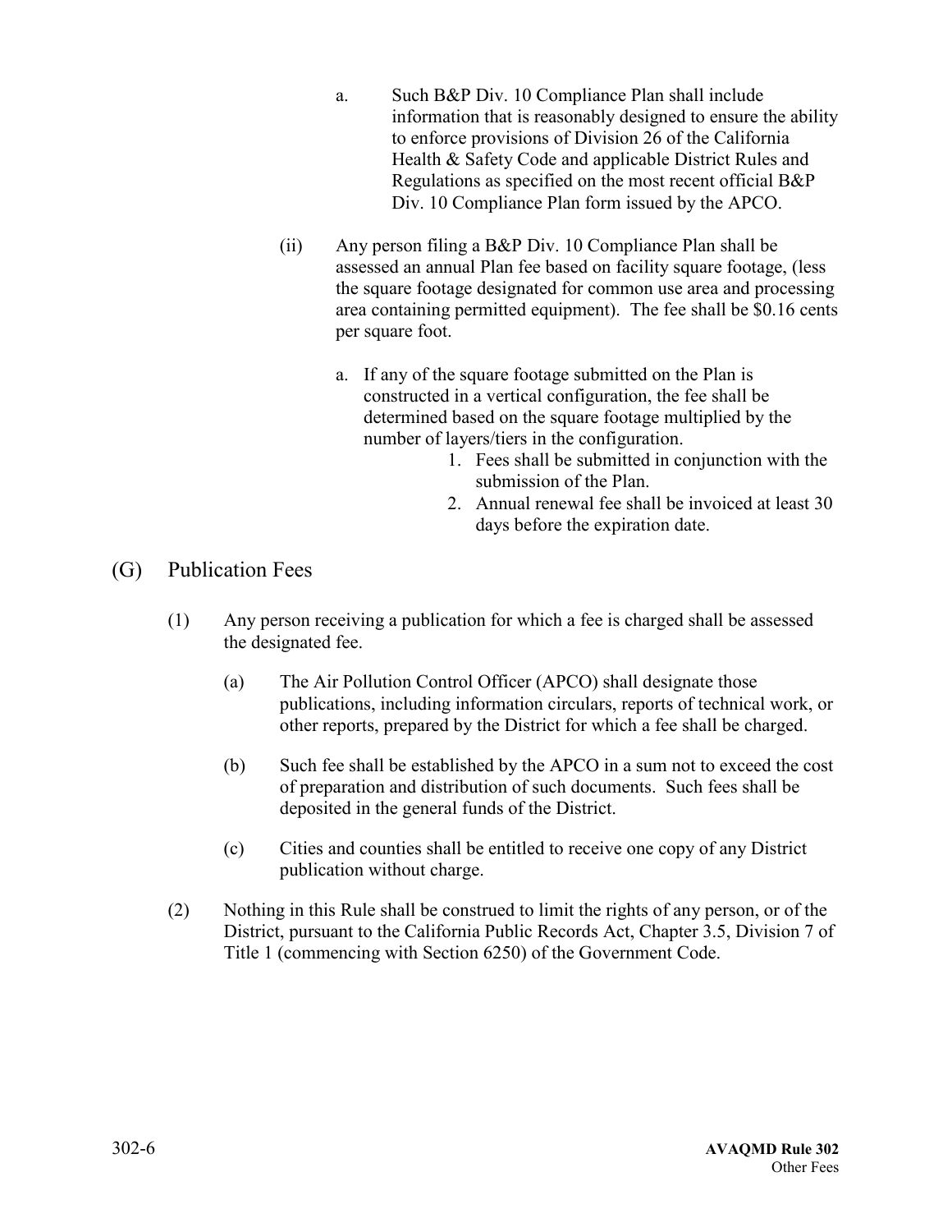a. Such B&P Div. 10 Compliance Plan shall include information that is reasonably designed to ensure the ability to enforce provisions of Division 26 of the California Health & Safety Code and applicable District Rules and Regulations as specified on the most recent official B&P Div. 10 Compliance Plan form issued by the APCO.

(ii) Any person filing a B&P Div. 10 Compliance Plan shall be assessed an annual Plan fee based on facility square footage, (less the square footage designated for common use area and processing area containing permitted equipment). The fee shall be $0.16 cents per square foot.

a. If any of the square footage submitted on the Plan is constructed in a vertical configuration, the fee shall be determined based on the square footage multiplied by the number of layers/tiers in the configuration.
   1. Fees shall be submitted in conjunction with the submission of the Plan.
   2. Annual renewal fee shall be invoiced at least 30 days before the expiration date.

## (G) Publication Fees

(1) Any person receiving a publication for which a fee is charged shall be assessed the designated fee.

(a) The Air Pollution Control Officer (APCO) shall designate those publications, including information circulars, reports of technical work, or other reports, prepared by the District for which a fee shall be charged.

(b) Such fee shall be established by the APCO in a sum not to exceed the cost of preparation and distribution of such documents. Such fees shall be deposited in the general funds of the District.

(c) Cities and counties shall be entitled to receive one copy of any District publication without charge.

(2) Nothing in this Rule shall be construed to limit the rights of any person, or of the District, pursuant to the California Public Records Act, Chapter 3.5, Division 7 of Title 1 (commencing with Section 6250) of the Government Code.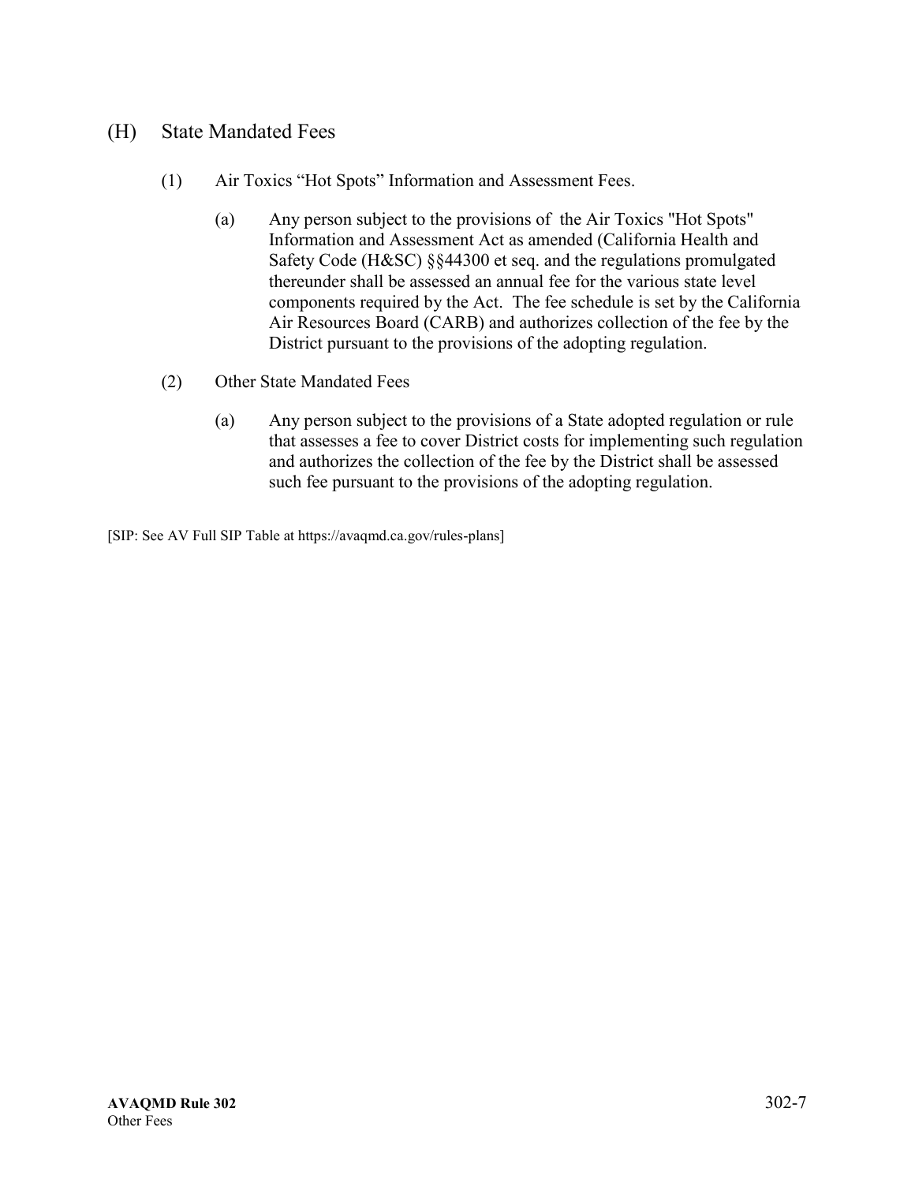## (H) State Mandated Fees

(1) Air Toxics "Hot Spots" Information and Assessment Fees.

(a) Any person subject to the provisions of the Air Toxics "Hot Spots" Information and Assessment Act as amended (California Health and Safety Code (H&SC) §§44300 et seq. and the regulations promulgated thereunder shall be assessed an annual fee for the various state level components required by the Act. The fee schedule is set by the California Air Resources Board (CARB) and authorizes collection of the fee by the District pursuant to the provisions of the adopting regulation.

(2) Other State Mandated Fees

(a) Any person subject to the provisions of a State adopted regulation or rule that assesses a fee to cover District costs for implementing such regulation and authorizes the collection of the fee by the District shall be assessed such fee pursuant to the provisions of the adopting regulation.

[SIP: See AV Full SIP Table at https://avaqmd.ca.gov/rules-plans]